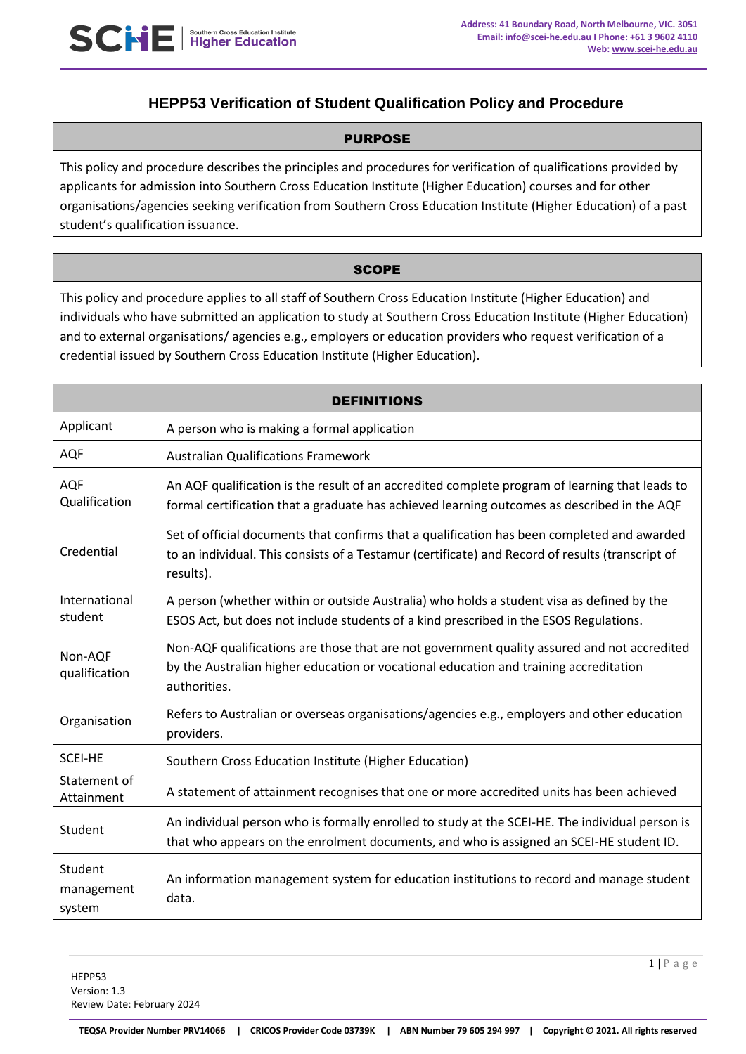# HEPP53 Verification of Student Qualification Policy and Procedure

## PURPOSE

This policy and procedure describes the principles and procedures for verification of qualifications provided by applicants for admission into Southern Cross Education Institute (Higher Education) courses and for other organisations/agencies seeking verification from Southern Cross Education Institute (Higher Education) of a past student's qualification issuance.

## SCOPE

This policy and procedure applies to all staff of Southern Cross Education Institute (Higher Education) and individuals who have submitted an application to study at Southern Cross Education Institute (Higher Education) and to external organisations/ agencies e.g., employers or education providers who request verification of a credential issued by Southern Cross Education Institute (Higher Education).

## DEFINITIONS

| Term | Definition |
|---|---|
| Applicant | A person who is making a formal application |
| AQF | Australian Qualifications Framework |
| AQF Qualification | An AQF qualification is the result of an accredited complete program of learning that leads to formal certification that a graduate has achieved learning outcomes as described in the AQF |
| Credential | Set of official documents that confirms that a qualification has been completed and awarded to an individual. This consists of a Testamur (certificate) and Record of results (transcript of results). |
| International student | A person (whether within or outside Australia) who holds a student visa as defined by the ESOS Act, but does not include students of a kind prescribed in the ESOS Regulations. |
| Non-AQF qualification | Non-AQF qualifications are those that are not government quality assured and not accredited by the Australian higher education or vocational education and training accreditation authorities. |
| Organisation | Refers to Australian or overseas organisations/agencies e.g., employers and other education providers. |
| SCEI-HE | Southern Cross Education Institute (Higher Education) |
| Statement of Attainment | A statement of attainment recognises that one or more accredited units has been achieved |
| Student | An individual person who is formally enrolled to study at the SCEI-HE. The individual person is that who appears on the enrolment documents, and who is assigned an SCEI-HE student ID. |
| Student management system | An information management system for education institutions to record and manage student data. |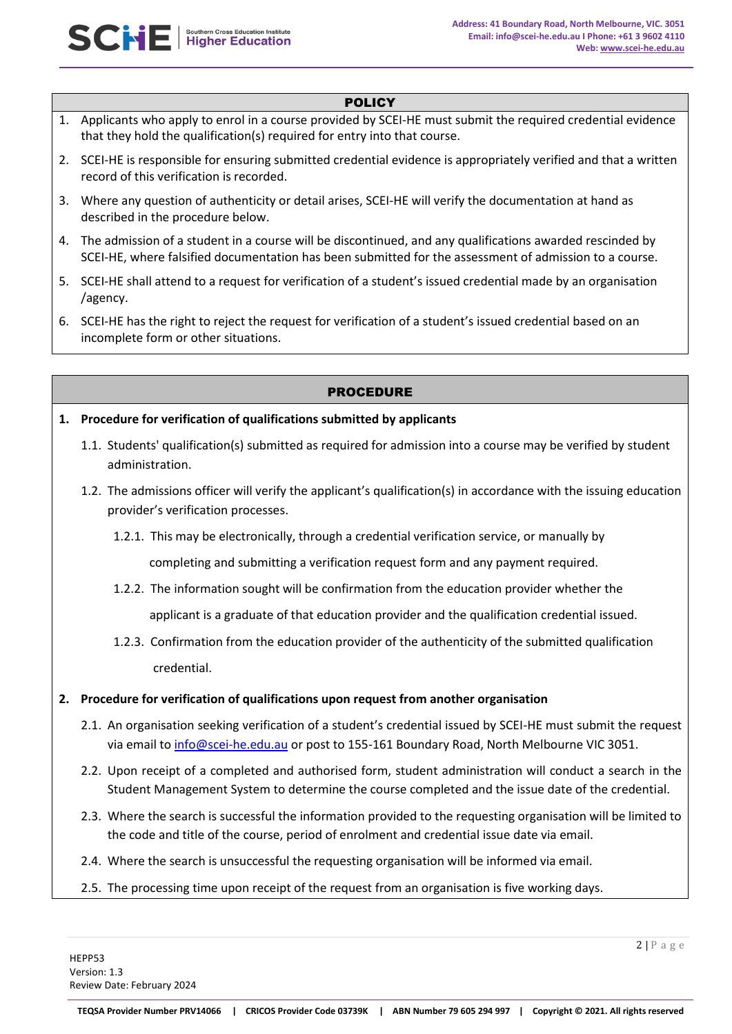## POLICY

1. Applicants who apply to enrol in a course provided by SCEI-HE must submit the required credential evidence that they hold the qualification(s) required for entry into that course.
2. SCEI-HE is responsible for ensuring submitted credential evidence is appropriately verified and that a written record of this verification is recorded.
3. Where any question of authenticity or detail arises, SCEI-HE will verify the documentation at hand as described in the procedure below.
4. The admission of a student in a course will be discontinued, and any qualifications awarded rescinded by SCEI-HE, where falsified documentation has been submitted for the assessment of admission to a course.
5. SCEI-HE shall attend to a request for verification of a student's issued credential made by an organisation /agency.
6. SCEI-HE has the right to reject the request for verification of a student's issued credential based on an incomplete form or other situations.

## PROCEDURE

**1. Procedure for verification of qualifications submitted by applicants**

1.1. Students' qualification(s) submitted as required for admission into a course may be verified by student administration.

1.2. The admissions officer will verify the applicant's qualification(s) in accordance with the issuing education provider's verification processes.

1.2.1. This may be electronically, through a credential verification service, or manually by completing and submitting a verification request form and any payment required.

1.2.2. The information sought will be confirmation from the education provider whether the applicant is a graduate of that education provider and the qualification credential issued.

1.2.3. Confirmation from the education provider of the authenticity of the submitted qualification credential.

**2. Procedure for verification of qualifications upon request from another organisation**

2.1. An organisation seeking verification of a student's credential issued by SCEI-HE must submit the request via email to info@scei-he.edu.au or post to 155-161 Boundary Road, North Melbourne VIC 3051.

2.2. Upon receipt of a completed and authorised form, student administration will conduct a search in the Student Management System to determine the course completed and the issue date of the credential.

2.3. Where the search is successful the information provided to the requesting organisation will be limited to the code and title of the course, period of enrolment and credential issue date via email.

2.4. Where the search is unsuccessful the requesting organisation will be informed via email.

2.5. The processing time upon receipt of the request from an organisation is five working days.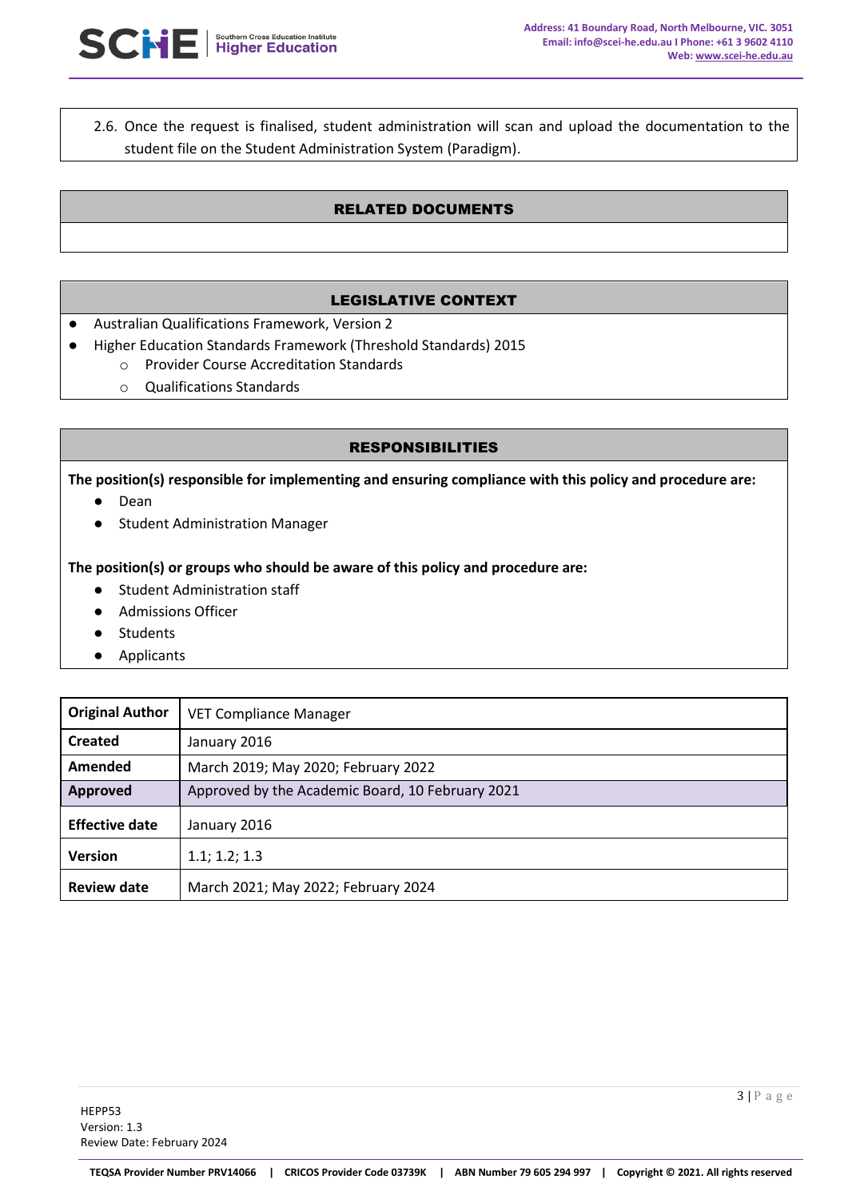2.6. Once the request is finalised, student administration will scan and upload the documentation to the student file on the Student Administration System (Paradigm).

## RELATED DOCUMENTS

## LEGISLATIVE CONTEXT

- Australian Qualifications Framework, Version 2
- Higher Education Standards Framework (Threshold Standards) 2015
    - Provider Course Accreditation Standards
    - Qualifications Standards

## RESPONSIBILITIES

**The position(s) responsible for implementing and ensuring compliance with this policy and procedure are:**

- Dean
- Student Administration Manager

**The position(s) or groups who should be aware of this policy and procedure are:**

- Student Administration staff
- Admissions Officer
- Students
- Applicants

| | |
|---|---|
| **Original Author** | VET Compliance Manager |
| **Created** | January 2016 |
| **Amended** | March 2019; May 2020; February 2022 |
| **Approved** | Approved by the Academic Board, 10 February 2021 |
| **Effective date** | January 2016 |
| **Version** | 1.1; 1.2; 1.3 |
| **Review date** | March 2021; May 2022; February 2024 |

HEPP53
Version: 1.3
Review Date: February 2024